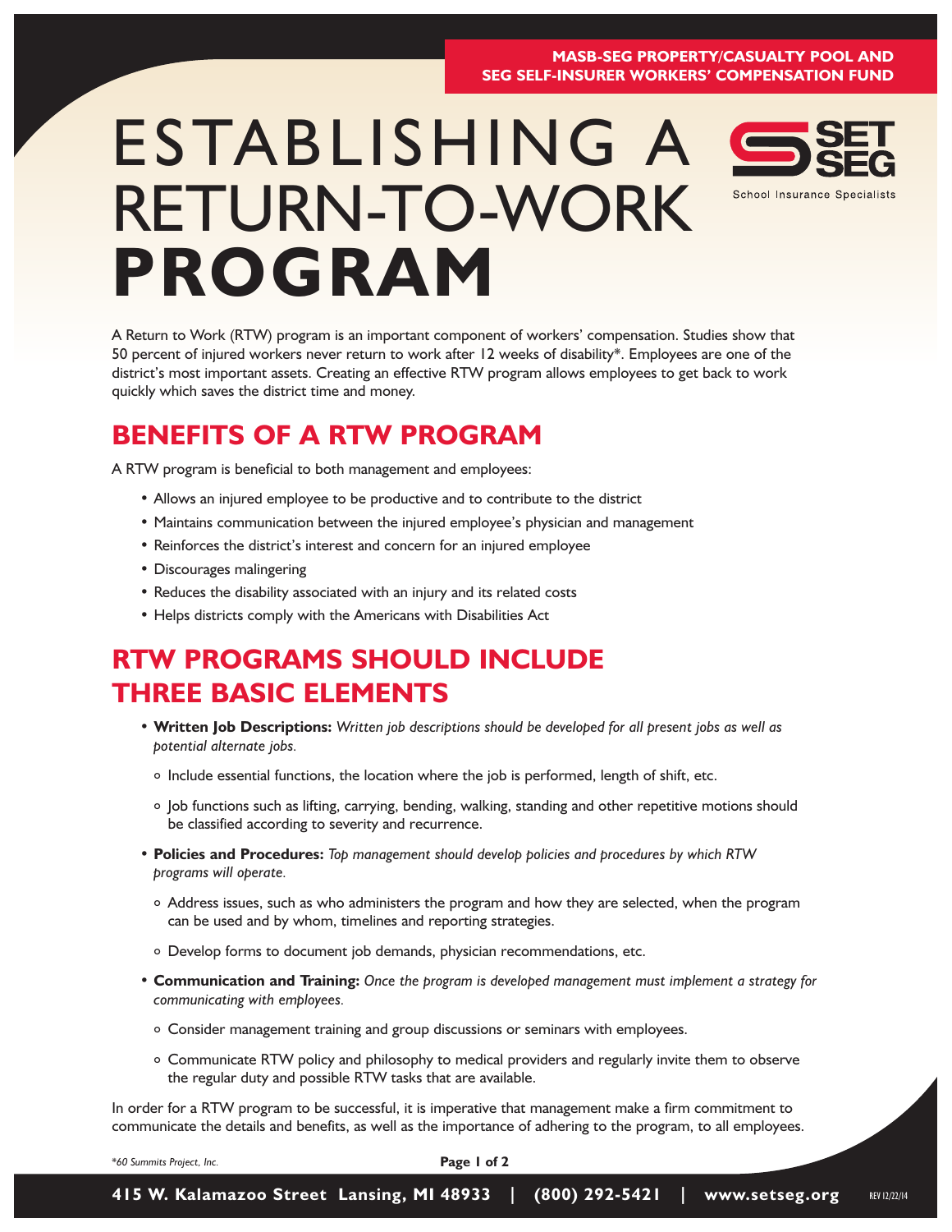MASB-SEG PROPERTY/CASUALTY POOL AND SEG SELF-INSURER WORKERS' COMPENSATION FUND

# ESTABLISHING A RETURN-TO-WORK **PROGRAM**

A Return to Work (RTW) program is an important component of workers' compensation. Studies show that 50 percent of injured workers never return to work after 12 weeks of disability*. Employees are one of the district's most important assets. Creating an effective RTW program allows employees to get back to work quickly which saves the district time and money.

## BENEFITS OF A RTW PROGRAM

A RTW program is beneficial to both management and employees:

- Allows an injured employee to be productive and to contribute to the district
- Maintains communication between the injured employee's physician and management
- Reinforces the district's interest and concern for an injured employee
- Discourages malingering
- Reduces the disability associated with an injury and its related costs
- Helps districts comply with the Americans with Disabilities Act

## RTW PROGRAMS SHOULD INCLUDE THREE BASIC ELEMENTS

- **Written Job Descriptions:** *Written job descriptions should be developed for all present jobs as well as potential alternate jobs.*
  - Include essential functions, the location where the job is performed, length of shift, etc.
  - Job functions such as lifting, carrying, bending, walking, standing and other repetitive motions should be classified according to severity and recurrence.
- **Policies and Procedures:** *Top management should develop policies and procedures by which RTW programs will operate.*
  - Address issues, such as who administers the program and how they are selected, when the program can be used and by whom, timelines and reporting strategies.
  - Develop forms to document job demands, physician recommendations, etc.
- **Communication and Training:** *Once the program is developed management must implement a strategy for communicating with employees.*
  - Consider management training and group discussions or seminars with employees.
  - Communicate RTW policy and philosophy to medical providers and regularly invite them to observe the regular duty and possible RTW tasks that are available.

In order for a RTW program to be successful, it is imperative that management make a firm commitment to communicate the details and benefits, as well as the importance of adhering to the program, to all employees.

*60 Summits Project, Inc.*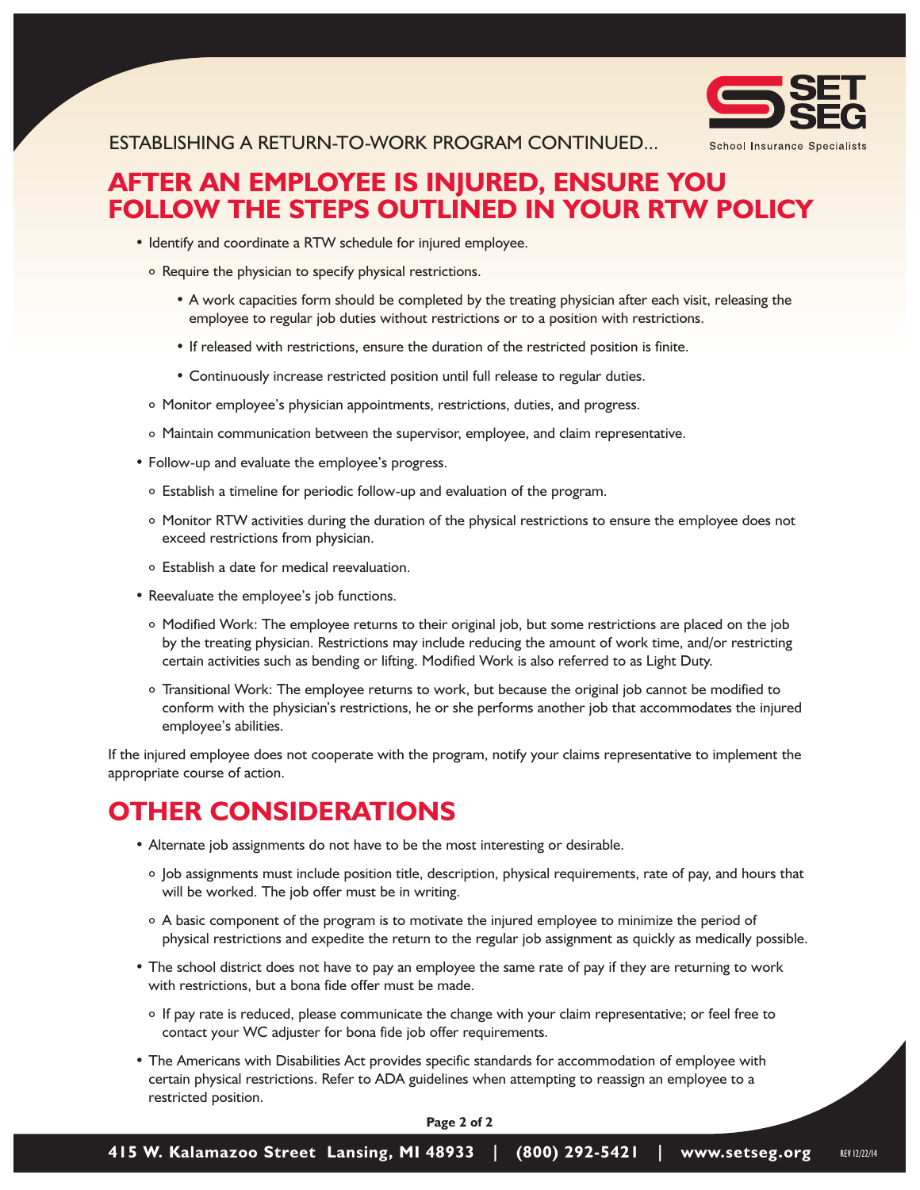ESTABLISHING A RETURN-TO-WORK PROGRAM CONTINUED...

## AFTER AN EMPLOYEE IS INJURED, ENSURE YOU FOLLOW THE STEPS OUTLINED IN YOUR RTW POLICY

- Identify and coordinate a RTW schedule for injured employee.
  - Require the physician to specify physical restrictions.
    - A work capacities form should be completed by the treating physician after each visit, releasing the employee to regular job duties without restrictions or to a position with restrictions.
    - If released with restrictions, ensure the duration of the restricted position is finite.
    - Continuously increase restricted position until full release to regular duties.
  - Monitor employee's physician appointments, restrictions, duties, and progress.
  - Maintain communication between the supervisor, employee, and claim representative.
- Follow-up and evaluate the employee's progress.
  - Establish a timeline for periodic follow-up and evaluation of the program.
  - Monitor RTW activities during the duration of the physical restrictions to ensure the employee does not exceed restrictions from physician.
  - Establish a date for medical reevaluation.
- Reevaluate the employee's job functions.
  - Modified Work: The employee returns to their original job, but some restrictions are placed on the job by the treating physician. Restrictions may include reducing the amount of work time, and/or restricting certain activities such as bending or lifting. Modified Work is also referred to as Light Duty.
  - Transitional Work: The employee returns to work, but because the original job cannot be modified to conform with the physician's restrictions, he or she performs another job that accommodates the injured employee's abilities.

If the injured employee does not cooperate with the program, notify your claims representative to implement the appropriate course of action.

## OTHER CONSIDERATIONS

- Alternate job assignments do not have to be the most interesting or desirable.
  - Job assignments must include position title, description, physical requirements, rate of pay, and hours that will be worked. The job offer must be in writing.
  - A basic component of the program is to motivate the injured employee to minimize the period of physical restrictions and expedite the return to the regular job assignment as quickly as medically possible.
- The school district does not have to pay an employee the same rate of pay if they are returning to work with restrictions, but a bona fide offer must be made.
  - If pay rate is reduced, please communicate the change with your claim representative; or feel free to contact your WC adjuster for bona fide job offer requirements.
- The Americans with Disabilities Act provides specific standards for accommodation of employee with certain physical restrictions. Refer to ADA guidelines when attempting to reassign an employee to a restricted position.